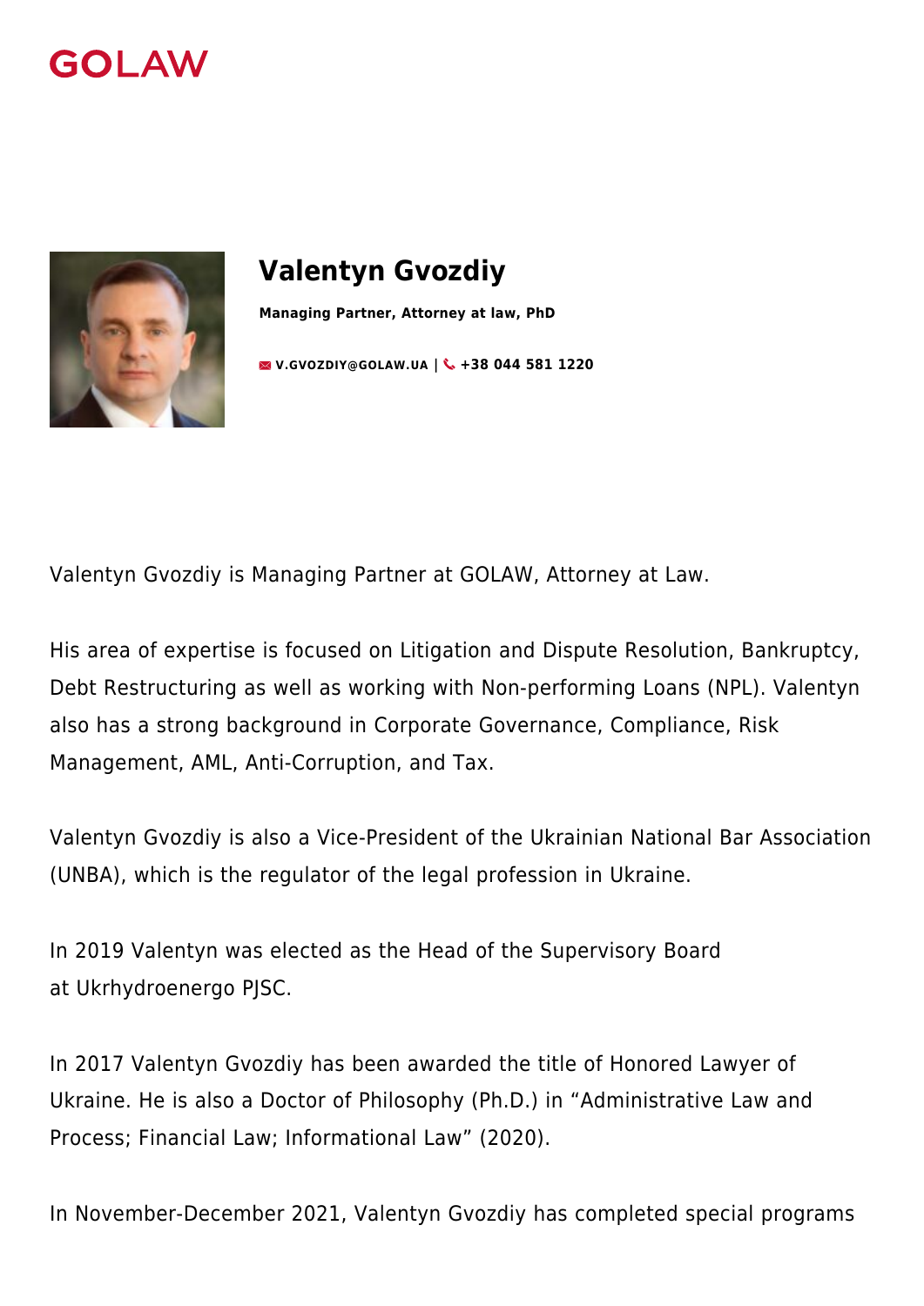GOLAW

# Valentyn Gvozdiy

**Managing Partner, Attorney at law, PhD**

**V.GVOZDIY@GOLAW.UA | +38 044 581 1220**

Valentyn Gvozdiy is Managing Partner at GOLAW, Attorney at Law.

His area of expertise is focused on Litigation and Dispute Resolution, Bankruptcy, Debt Restructuring as well as working with Non-performing Loans (NPL). Valentyn also has a strong background in Corporate Governance, Compliance, Risk Management, AML, Anti-Corruption, and Tax.

Valentyn Gvozdiy is also a Vice-President of the Ukrainian National Bar Association (UNBA), which is the regulator of the legal profession in Ukraine.

In 2019 Valentyn was elected as the Head of the Supervisory Board at Ukrhydroenergo PJSC.

In 2017 Valentyn Gvozdiy has been awarded the title of Honored Lawyer of Ukraine. He is also a Doctor of Philosophy (Ph.D.) in “Administrative Law and Process; Financial Law; Informational Law” (2020).

In November-December 2021, Valentyn Gvozdiy has completed special programs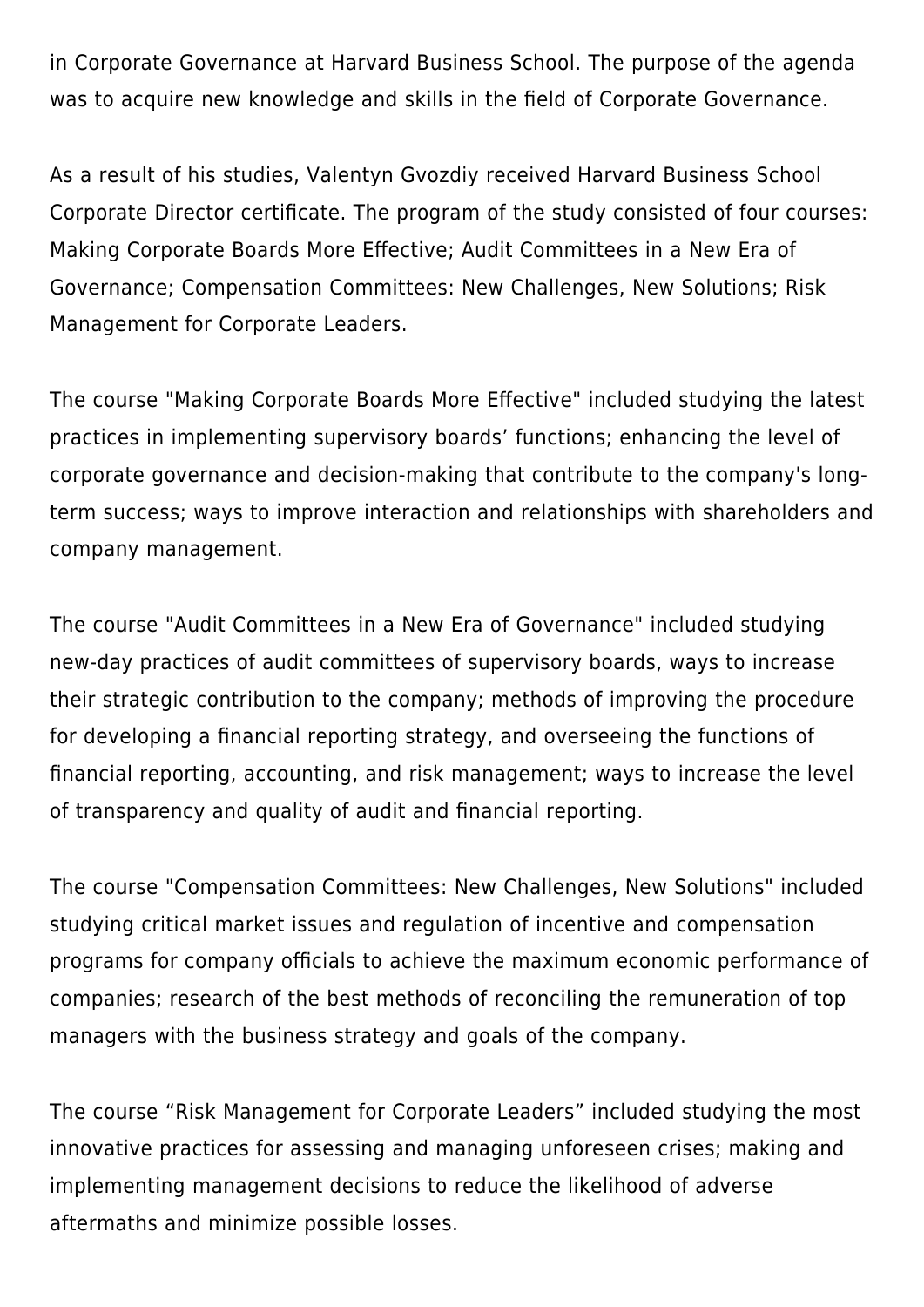in Corporate Governance at Harvard Business School. The purpose of the agenda was to acquire new knowledge and skills in the field of Corporate Governance.

As a result of his studies, Valentyn Gvozdiy received Harvard Business School Corporate Director certificate. The program of the study consisted of four courses: Making Corporate Boards More Effective; Audit Committees in a New Era of Governance; Compensation Committees: New Challenges, New Solutions; Risk Management for Corporate Leaders.

The course "Making Corporate Boards More Effective" included studying the latest practices in implementing supervisory boards' functions; enhancing the level of corporate governance and decision-making that contribute to the company's long-term success; ways to improve interaction and relationships with shareholders and company management.

The course "Audit Committees in a New Era of Governance" included studying new-day practices of audit committees of supervisory boards, ways to increase their strategic contribution to the company; methods of improving the procedure for developing a financial reporting strategy, and overseeing the functions of financial reporting, accounting, and risk management; ways to increase the level of transparency and quality of audit and financial reporting.

The course "Compensation Committees: New Challenges, New Solutions" included studying critical market issues and regulation of incentive and compensation programs for company officials to achieve the maximum economic performance of companies; research of the best methods of reconciling the remuneration of top managers with the business strategy and goals of the company.

The course "Risk Management for Corporate Leaders" included studying the most innovative practices for assessing and managing unforeseen crises; making and implementing management decisions to reduce the likelihood of adverse aftermaths and minimize possible losses.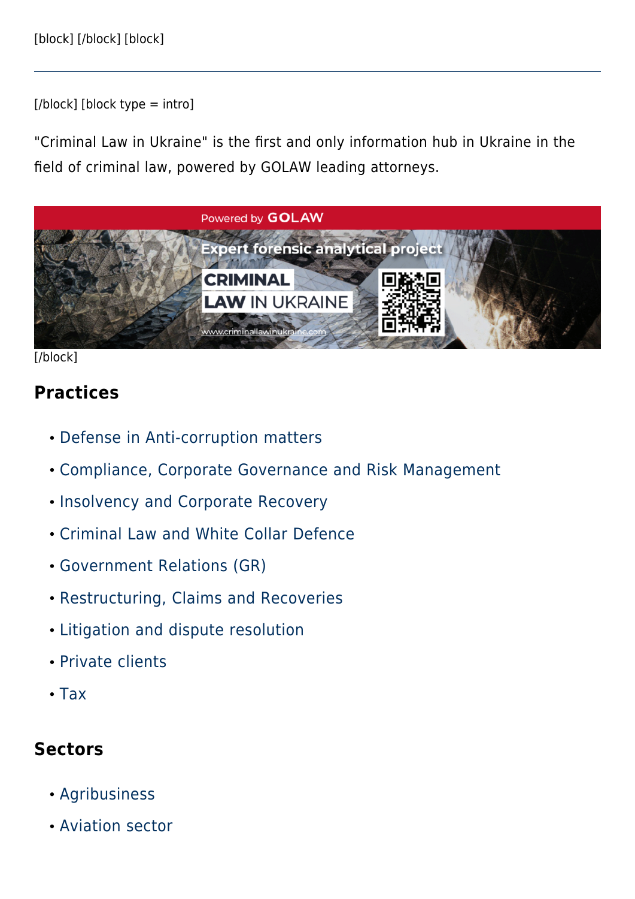[block] [/block] [block]

---

[/block] [block type = intro]

"Criminal Law in Ukraine" is the first and only information hub in Ukraine in the field of criminal law, powered by GOLAW leading attorneys.

[/block]

## Practices

- Defense in Anti-corruption matters
- Compliance, Corporate Governance and Risk Management
- Insolvency and Corporate Recovery
- Criminal Law and White Collar Defence
- Government Relations (GR)
- Restructuring, Claims and Recoveries
- Litigation and dispute resolution
- Private clients
- Tax

## Sectors

- Agribusiness
- Aviation sector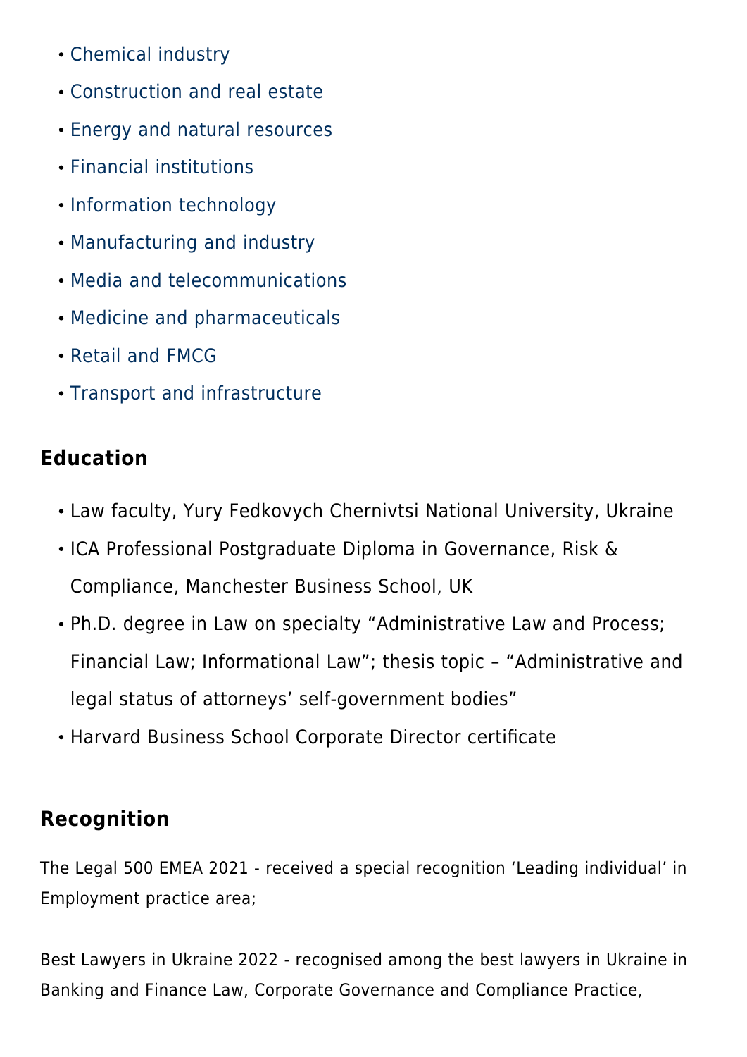- Chemical industry
- Construction and real estate
- Energy and natural resources
- Financial institutions
- Information technology
- Manufacturing and industry
- Media and telecommunications
- Medicine and pharmaceuticals
- Retail and FMCG
- Transport and infrastructure

## Education

- Law faculty, Yury Fedkovych Chernivtsi National University, Ukraine
- ICA Professional Postgraduate Diploma in Governance, Risk & Compliance, Manchester Business School, UK
- Ph.D. degree in Law on specialty "Administrative Law and Process; Financial Law; Informational Law"; thesis topic – "Administrative and legal status of attorneys' self-government bodies"
- Harvard Business School Corporate Director certificate

## Recognition

The Legal 500 EMEA 2021 - received a special recognition 'Leading individual' in Employment practice area;

Best Lawyers in Ukraine 2022 - recognised among the best lawyers in Ukraine in Banking and Finance Law, Corporate Governance and Compliance Practice,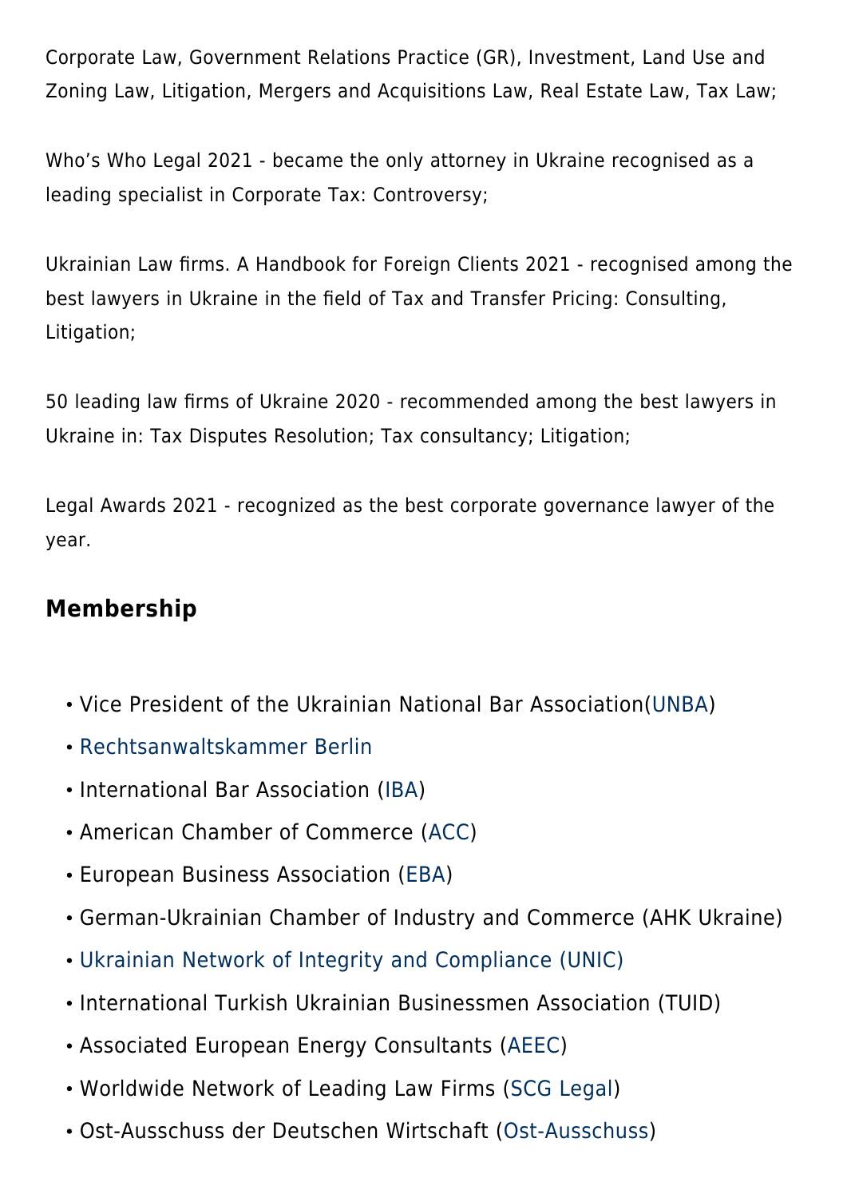Corporate Law, Government Relations Practice (GR), Investment, Land Use and Zoning Law, Litigation, Mergers and Acquisitions Law, Real Estate Law, Tax Law;

Who’s Who Legal 2021 - became the only attorney in Ukraine recognised as a leading specialist in Corporate Tax: Controversy;

Ukrainian Law firms. A Handbook for Foreign Clients 2021 - recognised among the best lawyers in Ukraine in the field of Tax and Transfer Pricing: Consulting, Litigation;

50 leading law firms of Ukraine 2020 - recommended among the best lawyers in Ukraine in: Tax Disputes Resolution; Tax consultancy; Litigation;

Legal Awards 2021 - recognized as the best corporate governance lawyer of the year.

## Membership

- Vice President of the Ukrainian National Bar Association(UNBA)
- Rechtsanwaltskammer Berlin
- International Bar Association (IBA)
- American Chamber of Commerce (ACC)
- European Business Association (EBA)
- German-Ukrainian Chamber of Industry and Commerce (AHK Ukraine)
- Ukrainian Network of Integrity and Compliance (UNIC)
- International Turkish Ukrainian Businessmen Association (TUID)
- Associated European Energy Consultants (AEEC)
- Worldwide Network of Leading Law Firms (SCG Legal)
- Ost-Ausschuss der Deutschen Wirtschaft (Ost-Ausschuss)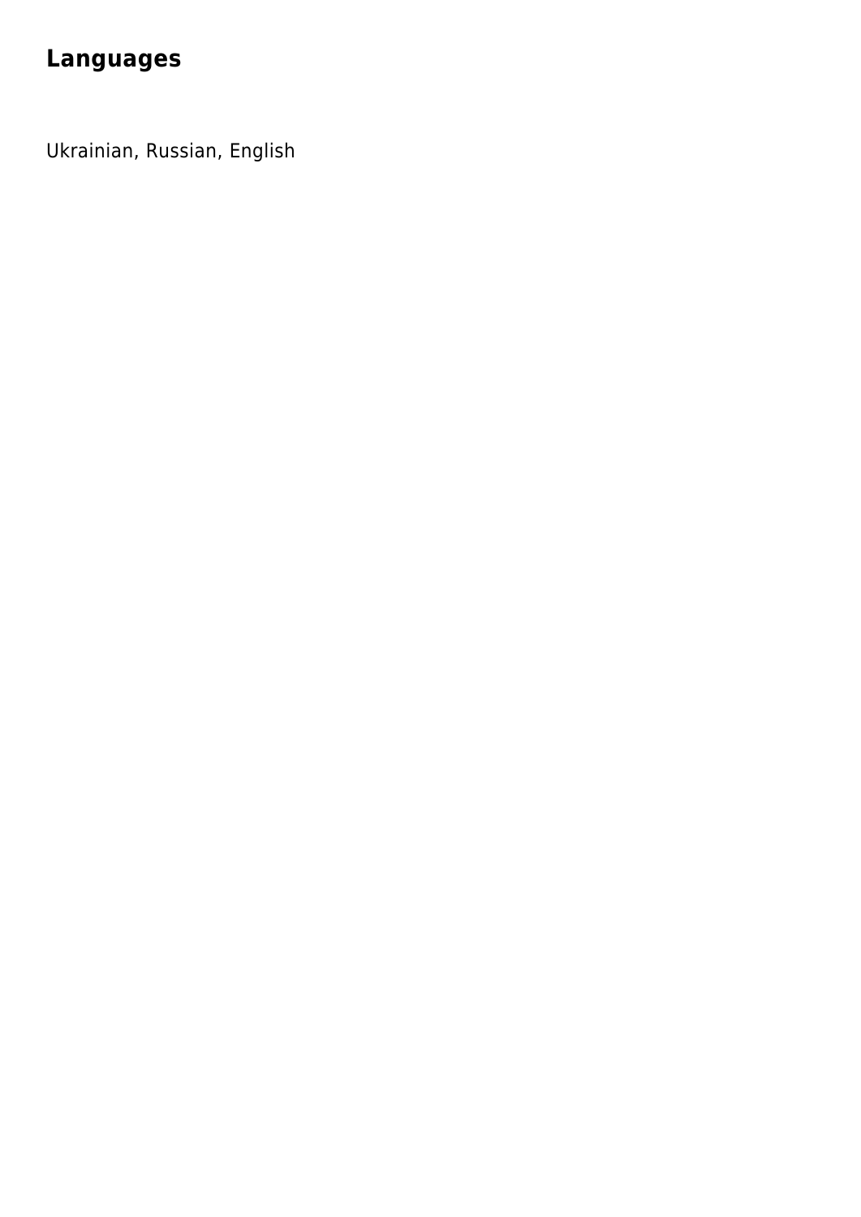## Languages

Ukrainian, Russian, English